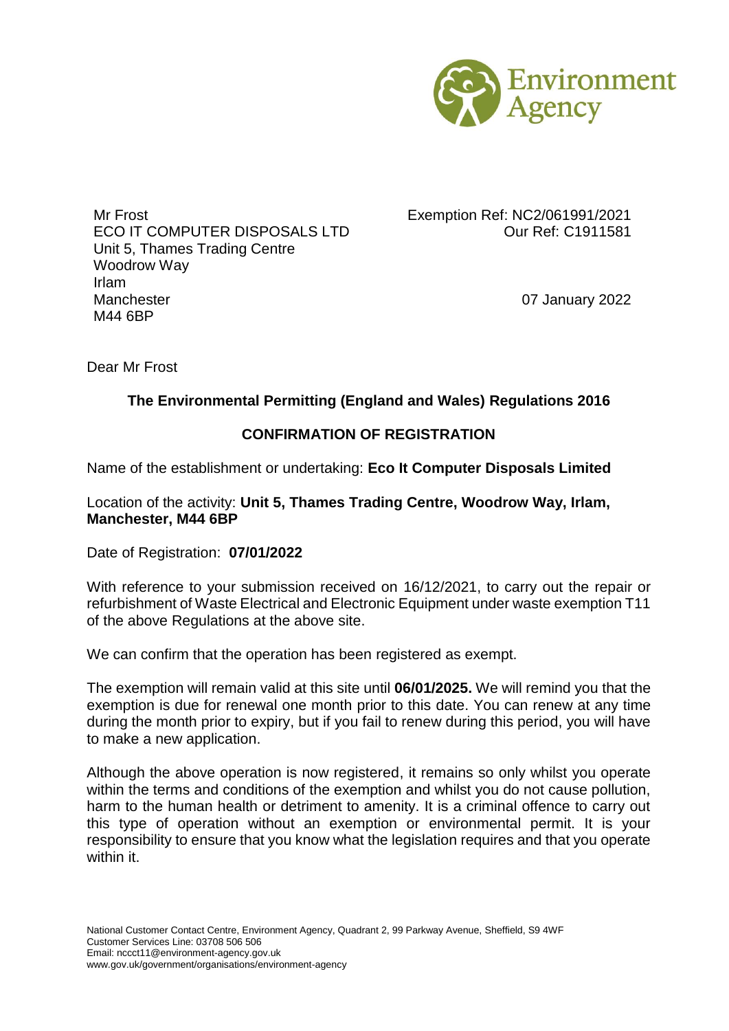Environment Agency

Mr Frost
ECO IT COMPUTER DISPOSALS LTD
Unit 5, Thames Trading Centre
Woodrow Way
Irlam
Manchester
M44 6BP

Exemption Ref: NC2/061991/2021
Our Ref: C1911581

07 January 2022

Dear Mr Frost

**The Environmental Permitting (England and Wales) Regulations 2016**

**CONFIRMATION OF REGISTRATION**

Name of the establishment or undertaking: **Eco It Computer Disposals Limited**

Location of the activity: **Unit 5, Thames Trading Centre, Woodrow Way, Irlam, Manchester, M44 6BP**

Date of Registration: **07/01/2022**

With reference to your submission received on 16/12/2021, to carry out the repair or refurbishment of Waste Electrical and Electronic Equipment under waste exemption T11 of the above Regulations at the above site.

We can confirm that the operation has been registered as exempt.

The exemption will remain valid at this site until **06/01/2025.** We will remind you that the exemption is due for renewal one month prior to this date. You can renew at any time during the month prior to expiry, but if you fail to renew during this period, you will have to make a new application.

Although the above operation is now registered, it remains so only whilst you operate within the terms and conditions of the exemption and whilst you do not cause pollution, harm to the human health or detriment to amenity. It is a criminal offence to carry out this type of operation without an exemption or environmental permit. It is your responsibility to ensure that you know what the legislation requires and that you operate within it.

National Customer Contact Centre, Environment Agency, Quadrant 2, 99 Parkway Avenue, Sheffield, S9 4WF
Customer Services Line: 03708 506 506
Email: nccct11@environment-agency.gov.uk
www.gov.uk/government/organisations/environment-agency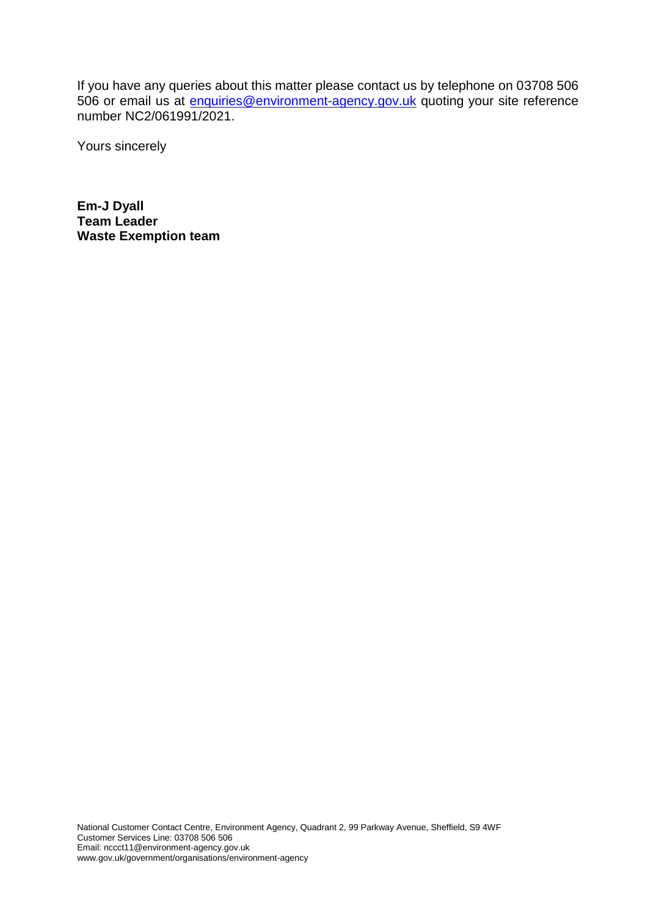If you have any queries about this matter please contact us by telephone on 03708 506 506 or email us at enquiries@environment-agency.gov.uk quoting your site reference number NC2/061991/2021.

Yours sincerely

**Em-J Dyall**
**Team Leader**
**Waste Exemption team**

National Customer Contact Centre, Environment Agency, Quadrant 2, 99 Parkway Avenue, Sheffield, S9 4WF
Customer Services Line: 03708 506 506
Email: nccct11@environment-agency.gov.uk
www.gov.uk/government/organisations/environment-agency